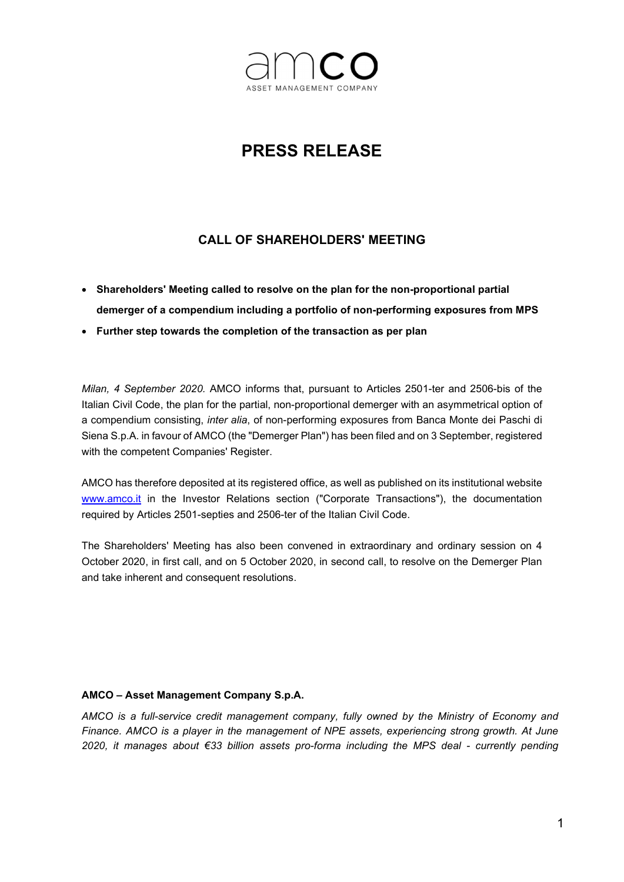amco
ASSET MANAGEMENT COMPANY

# PRESS RELEASE

## CALL OF SHAREHOLDERS' MEETING

- **Shareholders' Meeting called to resolve on the plan for the non-proportional partial demerger of a compendium including a portfolio of non-performing exposures from MPS**
- **Further step towards the completion of the transaction as per plan**

*Milan, 4 September 2020.* AMCO informs that, pursuant to Articles 2501-ter and 2506-bis of the Italian Civil Code, the plan for the partial, non-proportional demerger with an asymmetrical option of a compendium consisting, *inter alia*, of non-performing exposures from Banca Monte dei Paschi di Siena S.p.A. in favour of AMCO (the "Demerger Plan") has been filed and on 3 September, registered with the competent Companies' Register.

AMCO has therefore deposited at its registered office, as well as published on its institutional website www.amco.it in the Investor Relations section ("Corporate Transactions"), the documentation required by Articles 2501-septies and 2506-ter of the Italian Civil Code.

The Shareholders' Meeting has also been convened in extraordinary and ordinary session on 4 October 2020, in first call, and on 5 October 2020, in second call, to resolve on the Demerger Plan and take inherent and consequent resolutions.

**AMCO – Asset Management Company S.p.A.**

*AMCO is a full-service credit management company, fully owned by the Ministry of Economy and Finance. AMCO is a player in the management of NPE assets, experiencing strong growth. At June 2020, it manages about €33 billion assets pro-forma including the MPS deal - currently pending*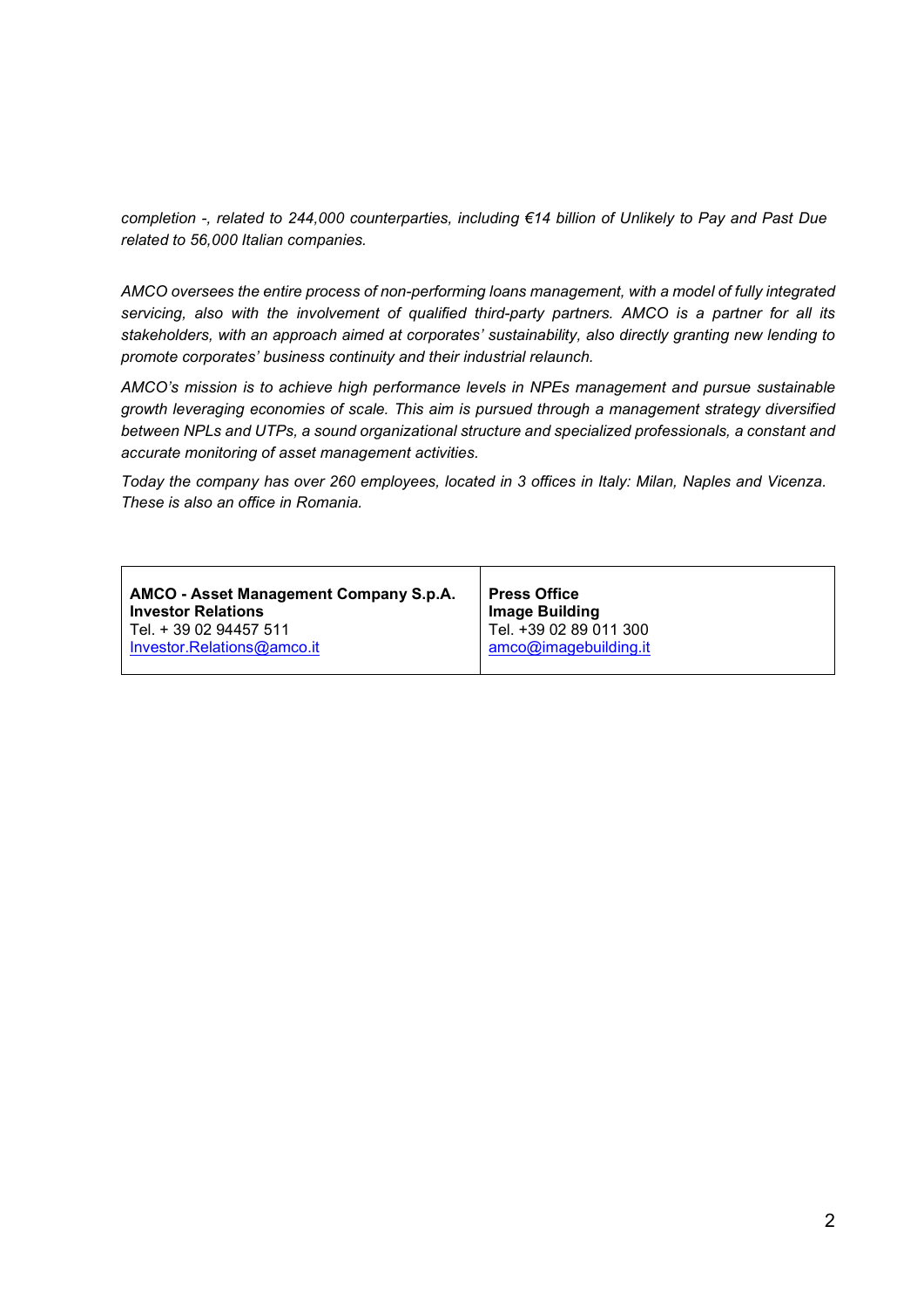*completion -, related to 244,000 counterparties, including €14 billion of Unlikely to Pay and Past Due related to 56,000 Italian companies.*

*AMCO oversees the entire process of non-performing loans management, with a model of fully integrated servicing, also with the involvement of qualified third-party partners. AMCO is a partner for all its stakeholders, with an approach aimed at corporates' sustainability, also directly granting new lending to promote corporates' business continuity and their industrial relaunch.*

*AMCO's mission is to achieve high performance levels in NPEs management and pursue sustainable growth leveraging economies of scale. This aim is pursued through a management strategy diversified between NPLs and UTPs, a sound organizational structure and specialized professionals, a constant and accurate monitoring of asset management activities.*

*Today the company has over 260 employees, located in 3 offices in Italy: Milan, Naples and Vicenza. These is also an office in Romania.*

| | |
|---|---|
| **AMCO - Asset Management Company S.p.A.**<br>**Investor Relations**<br>Tel. + 39 02 94457 511<br>Investor.Relations@amco.it | **Press Office**<br>**Image Building**<br>Tel. +39 02 89 011 300<br>amco@imagebuilding.it |